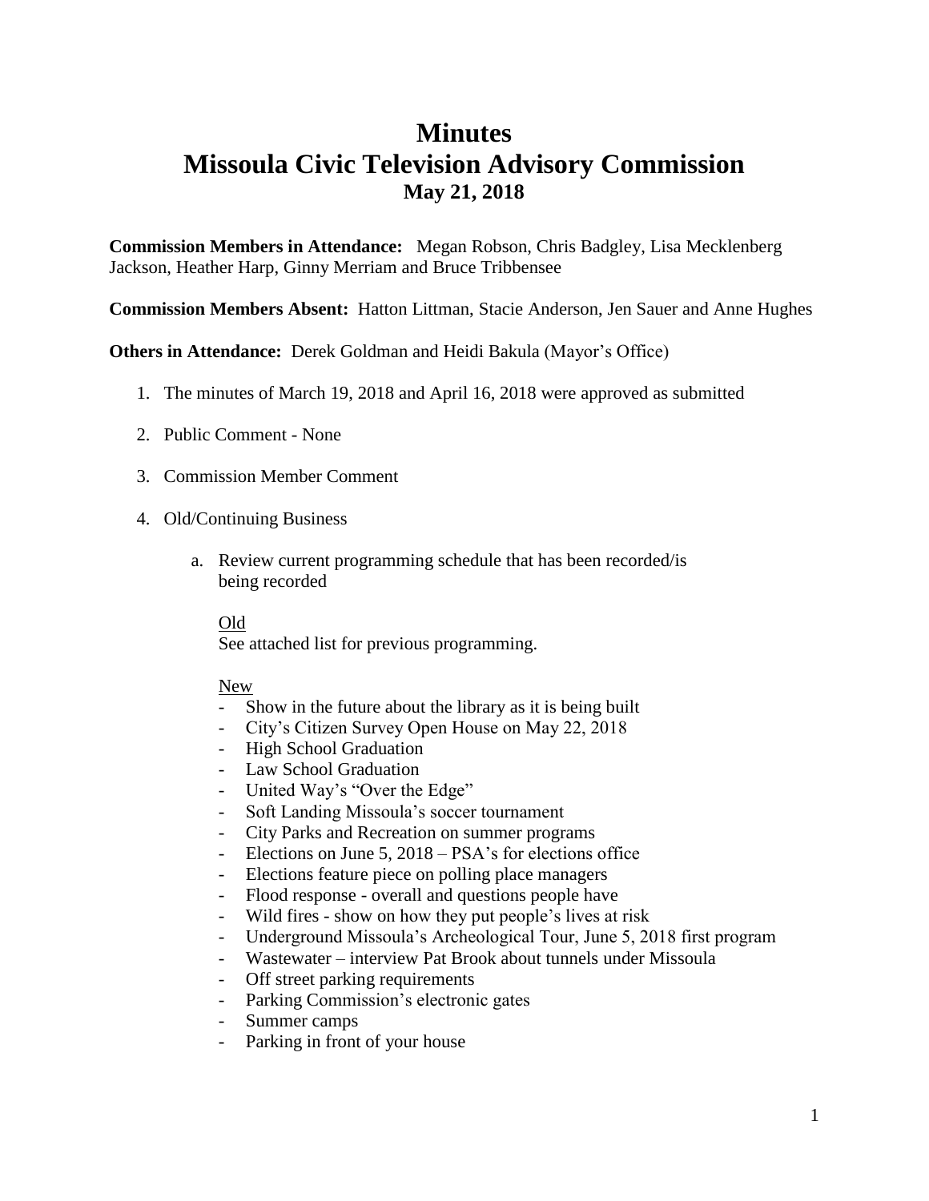# Minutes
# Missoula Civic Television Advisory Commission
### May 21, 2018

**Commission Members in Attendance:** Megan Robson, Chris Badgley, Lisa Mecklenberg Jackson, Heather Harp, Ginny Merriam and Bruce Tribbensee

**Commission Members Absent:** Hatton Littman, Stacie Anderson, Jen Sauer and Anne Hughes

**Others in Attendance:** Derek Goldman and Heidi Bakula (Mayor's Office)

1. The minutes of March 19, 2018 and April 16, 2018 were approved as submitted
2. Public Comment - None
3. Commission Member Comment
4. Old/Continuing Business

   a. Review current programming schedule that has been recorded/is being recorded

      Old

      See attached list for previous programming.

      New

      - Show in the future about the library as it is being built
      - City's Citizen Survey Open House on May 22, 2018
      - High School Graduation
      - Law School Graduation
      - United Way's "Over the Edge"
      - Soft Landing Missoula's soccer tournament
      - City Parks and Recreation on summer programs
      - Elections on June 5, 2018 – PSA's for elections office
      - Elections feature piece on polling place managers
      - Flood response - overall and questions people have
      - Wild fires - show on how they put people's lives at risk
      - Underground Missoula's Archeological Tour, June 5, 2018 first program
      - Wastewater – interview Pat Brook about tunnels under Missoula
      - Off street parking requirements
      - Parking Commission's electronic gates
      - Summer camps
      - Parking in front of your house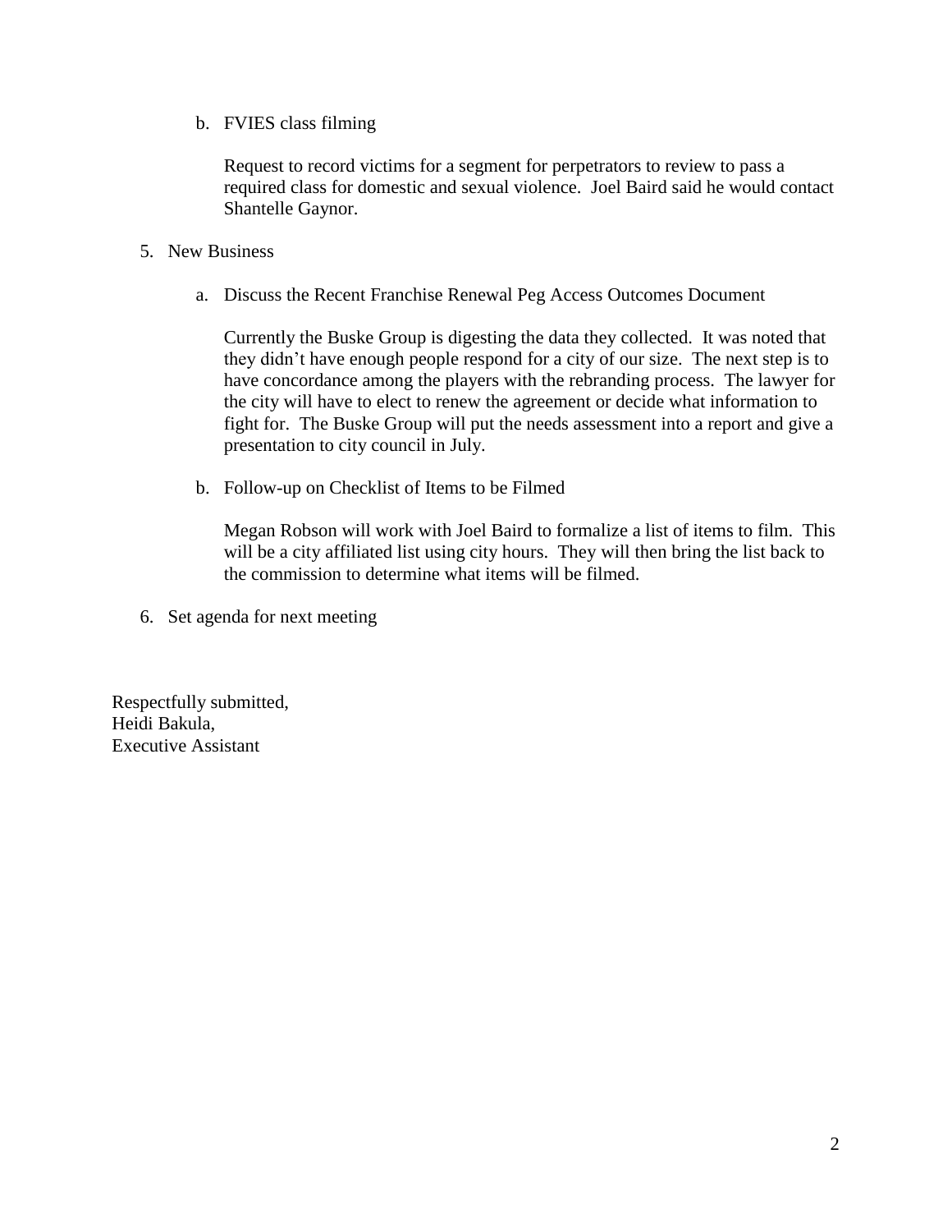b. FVIES class filming

   Request to record victims for a segment for perpetrators to review to pass a required class for domestic and sexual violence. Joel Baird said he would contact Shantelle Gaynor.

5. New Business

   a. Discuss the Recent Franchise Renewal Peg Access Outcomes Document

      Currently the Buske Group is digesting the data they collected. It was noted that they didn't have enough people respond for a city of our size. The next step is to have concordance among the players with the rebranding process. The lawyer for the city will have to elect to renew the agreement or decide what information to fight for. The Buske Group will put the needs assessment into a report and give a presentation to city council in July.

   b. Follow-up on Checklist of Items to be Filmed

      Megan Robson will work with Joel Baird to formalize a list of items to film. This will be a city affiliated list using city hours. They will then bring the list back to the commission to determine what items will be filmed.

6. Set agenda for next meeting

Respectfully submitted,
Heidi Bakula,
Executive Assistant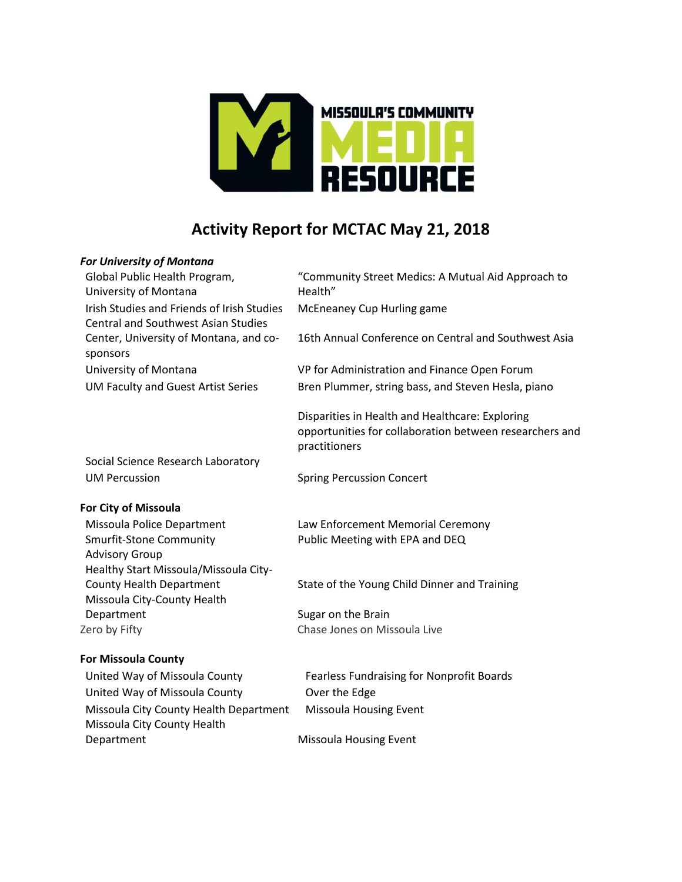# Activity Report for MCTAC May 21, 2018

***For University of Montana***

| | |
|---|---|
| Global Public Health Program, University of Montana | "Community Street Medics: A Mutual Aid Approach to Health" |
| Irish Studies and Friends of Irish Studies | McEneaney Cup Hurling game |
| Central and Southwest Asian Studies Center, University of Montana, and co-sponsors | 16th Annual Conference on Central and Southwest Asia |
| University of Montana | VP for Administration and Finance Open Forum |
| UM Faculty and Guest Artist Series | Bren Plummer, string bass, and Steven Hesla, piano |
| Social Science Research Laboratory | Disparities in Health and Healthcare: Exploring opportunities for collaboration between researchers and practitioners |
| UM Percussion | Spring Percussion Concert |

**For City of Missoula**

| | |
|---|---|
| Missoula Police Department | Law Enforcement Memorial Ceremony |
| Smurfit-Stone Community Advisory Group | Public Meeting with EPA and DEQ |
| Healthy Start Missoula/Missoula City-County Health Department | State of the Young Child Dinner and Training |
| Missoula City-County Health Department | Sugar on the Brain |
| Zero by Fifty | Chase Jones on Missoula Live |

**For Missoula County**

| | |
|---|---|
| United Way of Missoula County | Fearless Fundraising for Nonprofit Boards |
| United Way of Missoula County | Over the Edge |
| Missoula City County Health Department | Missoula Housing Event |
| Missoula City County Health Department | Missoula Housing Event |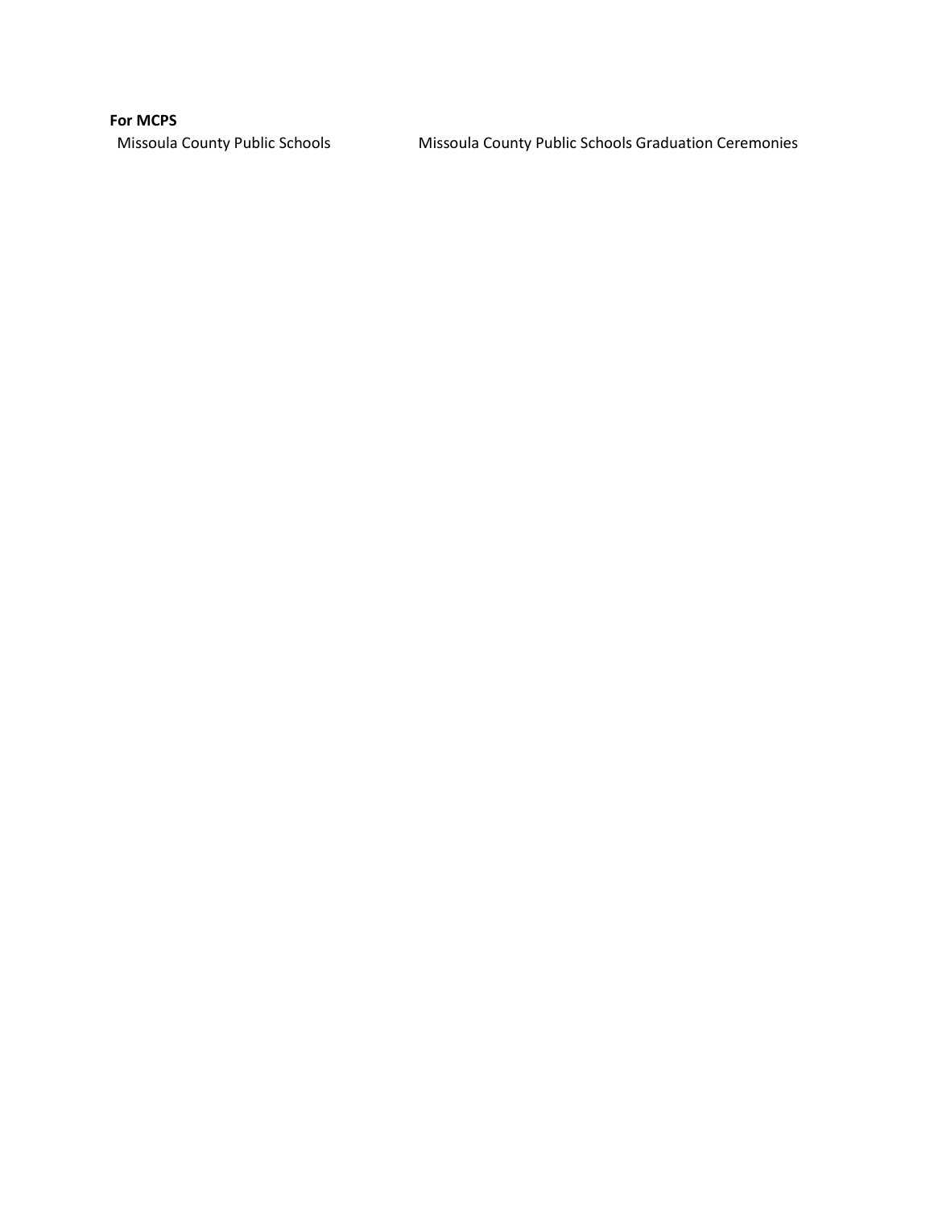**For MCPS**

Missoula County Public Schools	Missoula County Public Schools Graduation Ceremonies